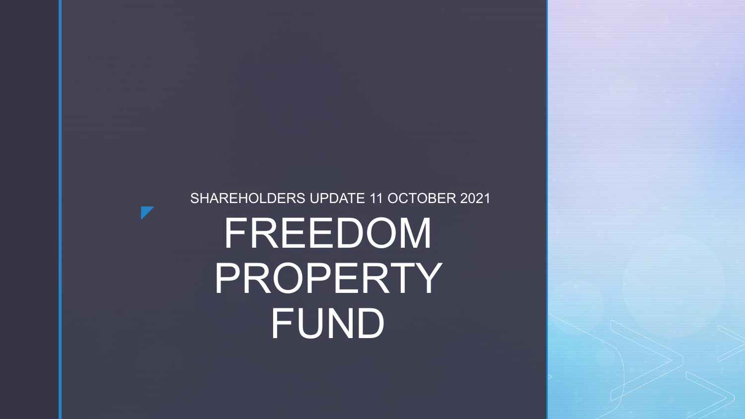SHAREHOLDERS UPDATE 11 OCTOBER 2021

# FREEDOM PROPERTY FUND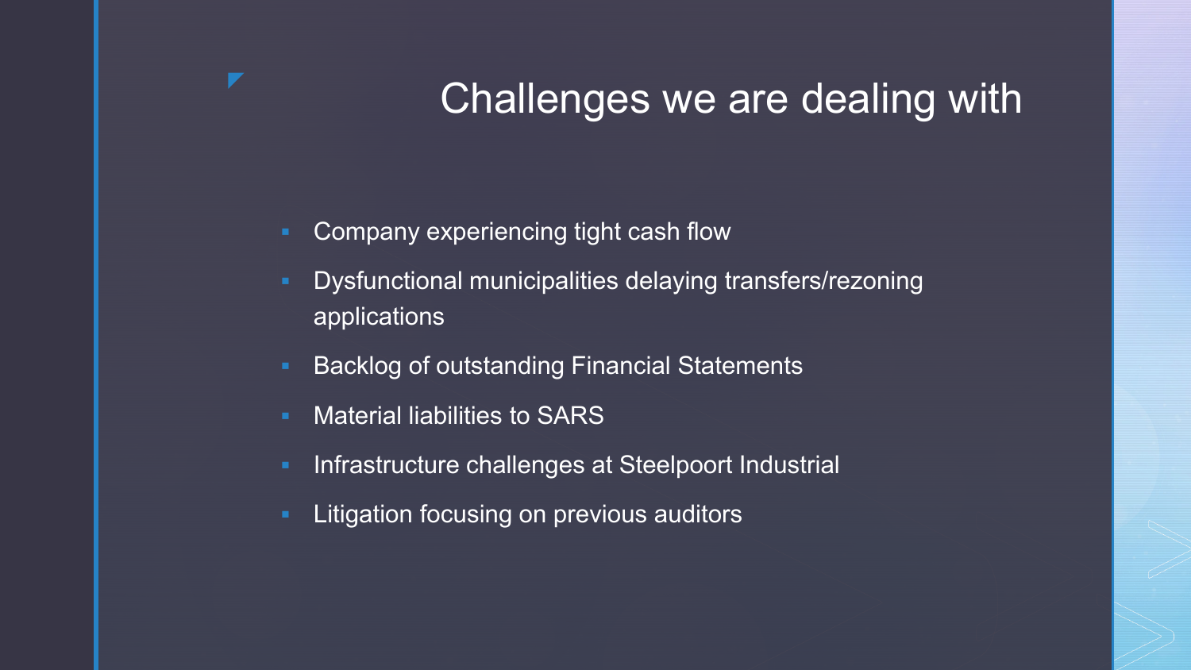# Challenges we are dealing with

- Company experiencing tight cash flow
- Dysfunctional municipalities delaying transfers/rezoning applications
- Backlog of outstanding Financial Statements
- Material liabilities to SARS
- Infrastructure challenges at Steelpoort Industrial
- Litigation focusing on previous auditors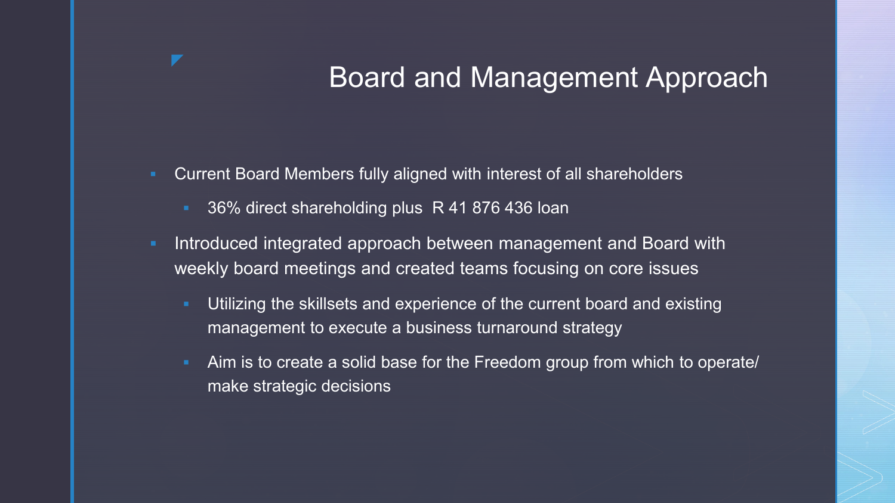# Board and Management Approach

- Current Board Members fully aligned with interest of all shareholders
  - 36% direct shareholding plus R 41 876 436 loan
- Introduced integrated approach between management and Board with weekly board meetings and created teams focusing on core issues
  - Utilizing the skillsets and experience of the current board and existing management to execute a business turnaround strategy
  - Aim is to create a solid base for the Freedom group from which to operate/ make strategic decisions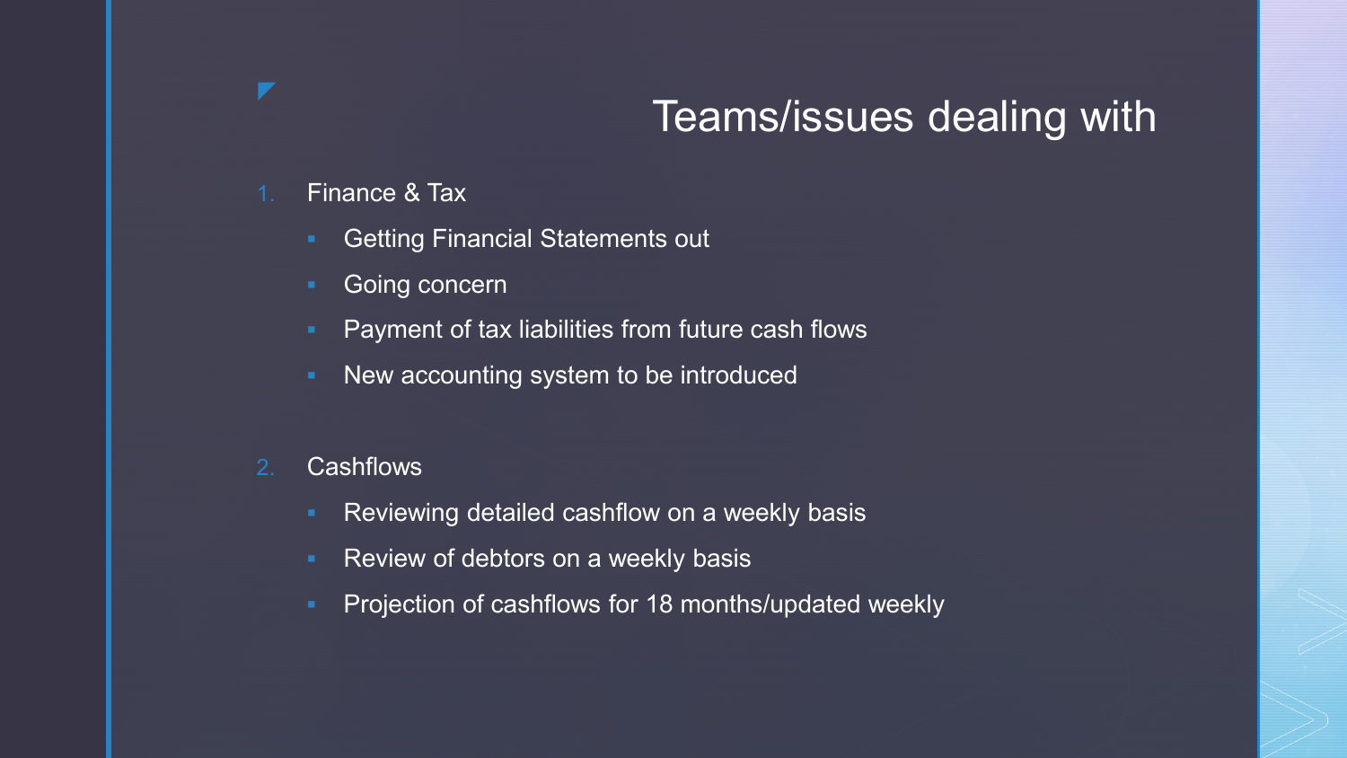# Teams/issues dealing with

1. Finance & Tax
   - Getting Financial Statements out
   - Going concern
   - Payment of tax liabilities from future cash flows
   - New accounting system to be introduced

2. Cashflows
   - Reviewing detailed cashflow on a weekly basis
   - Review of debtors on a weekly basis
   - Projection of cashflows for 18 months/updated weekly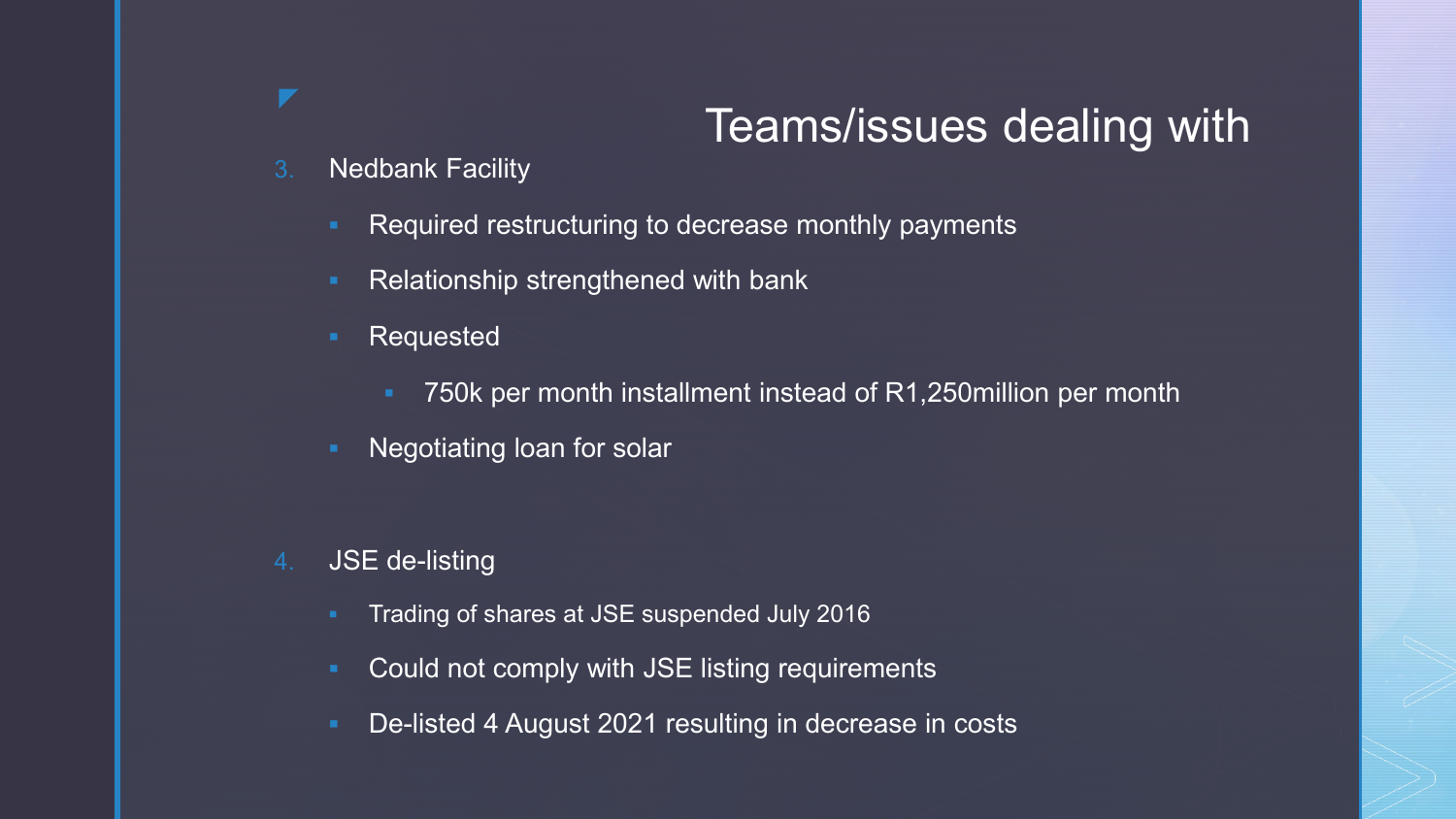# Teams/issues dealing with

3. Nedbank Facility
   - Required restructuring to decrease monthly payments
   - Relationship strengthened with bank
   - Requested
     - 750k per month installment instead of R1,250million per month
   - Negotiating loan for solar

4. JSE de-listing
   - Trading of shares at JSE suspended July 2016
   - Could not comply with JSE listing requirements
   - De-listed 4 August 2021 resulting in decrease in costs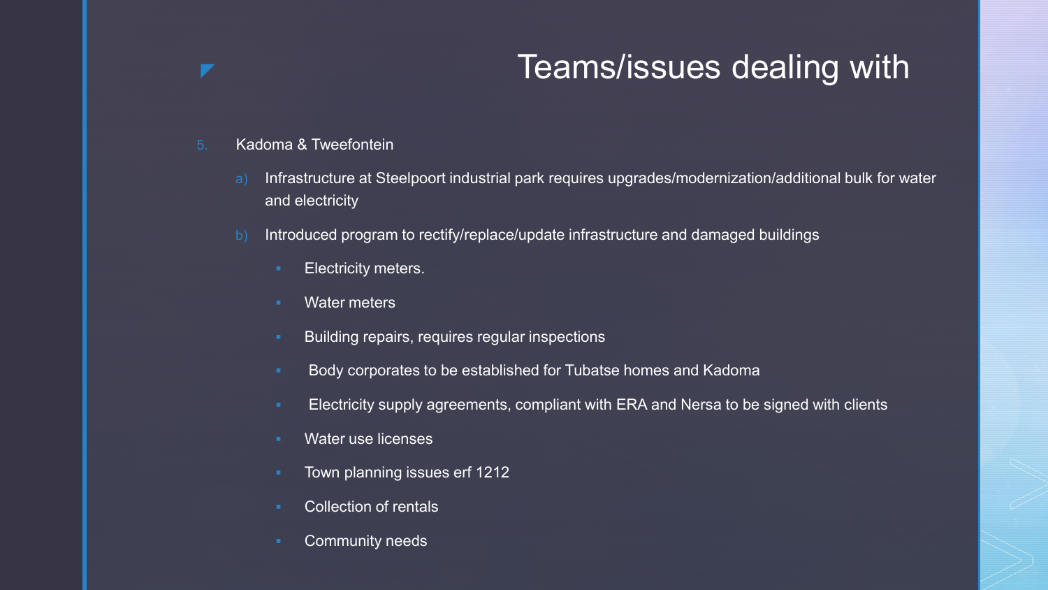# Teams/issues dealing with

5. Kadoma & Tweefontein

   a) Infrastructure at Steelpoort industrial park requires upgrades/modernization/additional bulk for water and electricity

   b) Introduced program to rectify/replace/update infrastructure and damaged buildings

      - Electricity meters.
      - Water meters
      - Building repairs, requires regular inspections
      - Body corporates to be established for Tubatse homes and Kadoma
      - Electricity supply agreements, compliant with ERA and Nersa to be signed with clients
      - Water use licenses
      - Town planning issues erf 1212
      - Collection of rentals
      - Community needs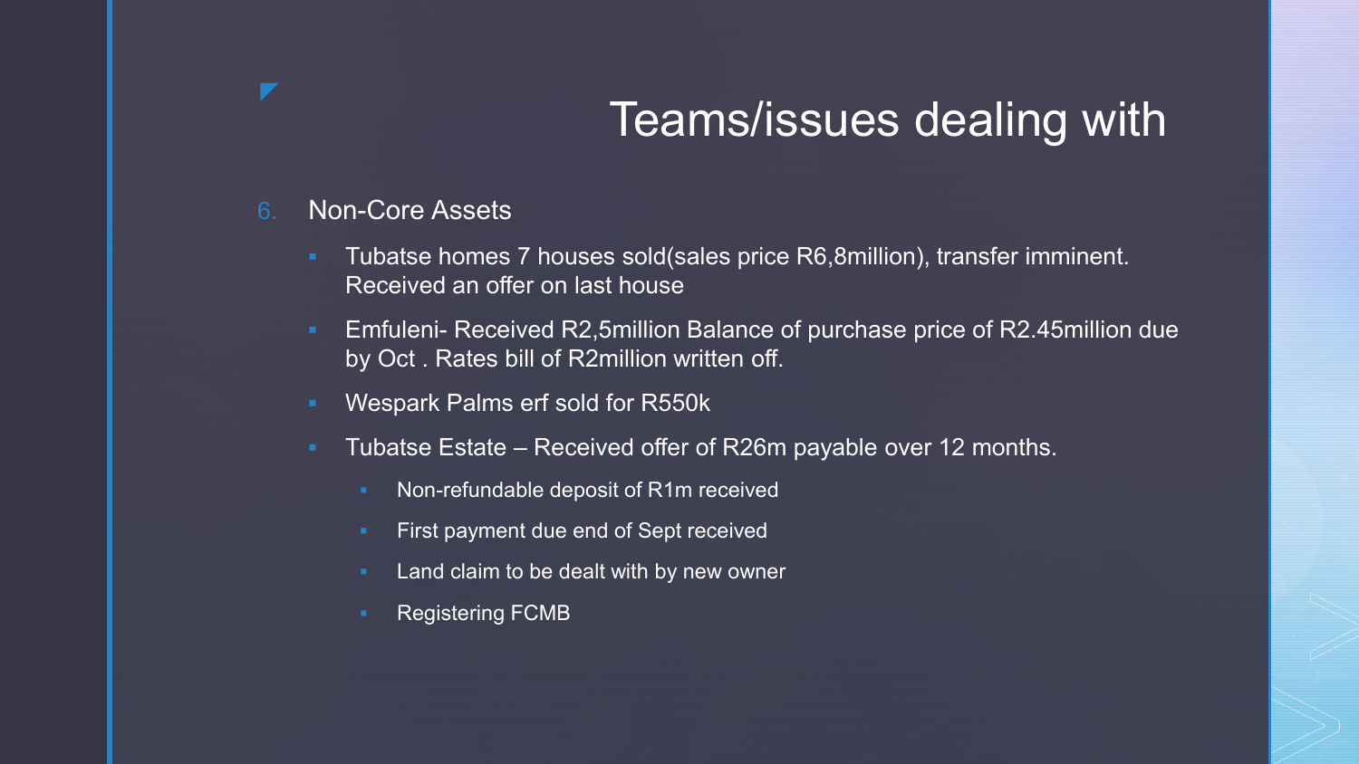# Teams/issues dealing with

6. Non-Core Assets
   - Tubatse homes 7 houses sold(sales price R6,8million), transfer imminent. Received an offer on last house
   - Emfuleni- Received R2,5million Balance of purchase price of R2.45million due by Oct . Rates bill of R2million written off.
   - Wespark Palms erf sold for R550k
   - Tubatse Estate – Received offer of R26m payable over 12 months.
     - Non-refundable deposit of R1m received
     - First payment due end of Sept received
     - Land claim to be dealt with by new owner
     - Registering FCMB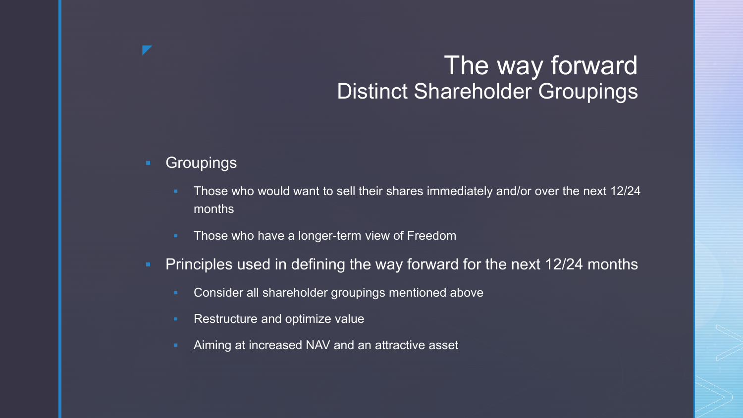# The way forward
## Distinct Shareholder Groupings

- Groupings
  - Those who would want to sell their shares immediately and/or over the next 12/24 months
  - Those who have a longer-term view of Freedom
- Principles used in defining the way forward for the next 12/24 months
  - Consider all shareholder groupings mentioned above
  - Restructure and optimize value
  - Aiming at increased NAV and an attractive asset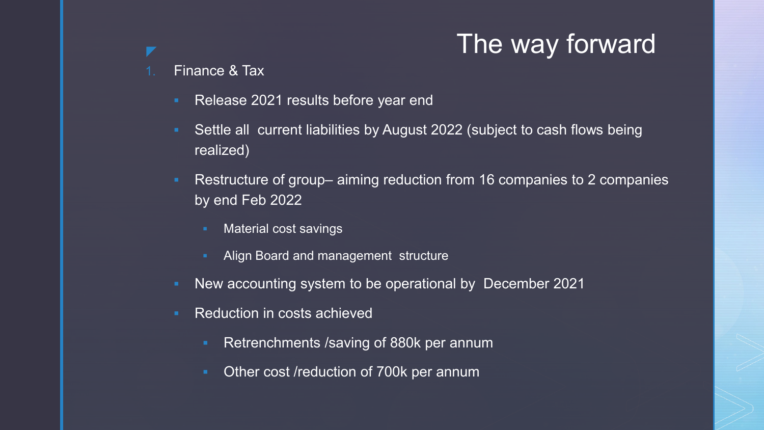# The way forward

1. Finance & Tax

   - Release 2021 results before year end
   - Settle all  current liabilities by August 2022 (subject to cash flows being realized)
   - Restructure of group– aiming reduction from 16 companies to 2 companies by end Feb 2022
     - Material cost savings
     - Align Board and management  structure
   - New accounting system to be operational by  December 2021
   - Reduction in costs achieved
     - Retrenchments /saving of 880k per annum
     - Other cost /reduction of 700k per annum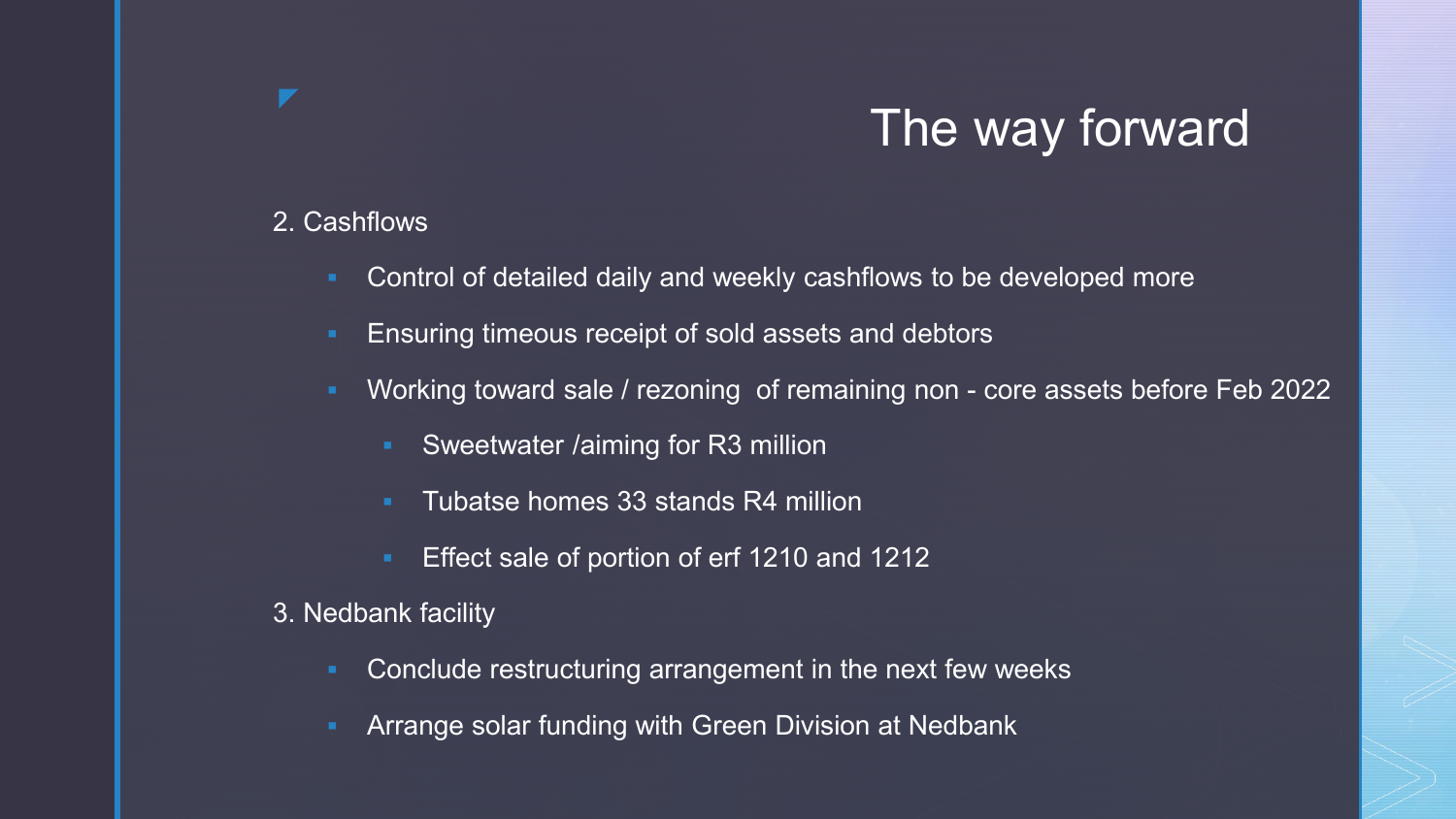# The way forward

2. Cashflows

- Control of detailed daily and weekly cashflows to be developed more
- Ensuring timeous receipt of sold assets and debtors
- Working toward sale / rezoning  of remaining non - core assets before Feb 2022
  - Sweetwater /aiming for R3 million
  - Tubatse homes 33 stands R4 million
  - Effect sale of portion of erf 1210 and 1212

3. Nedbank facility

- Conclude restructuring arrangement in the next few weeks
- Arrange solar funding with Green Division at Nedbank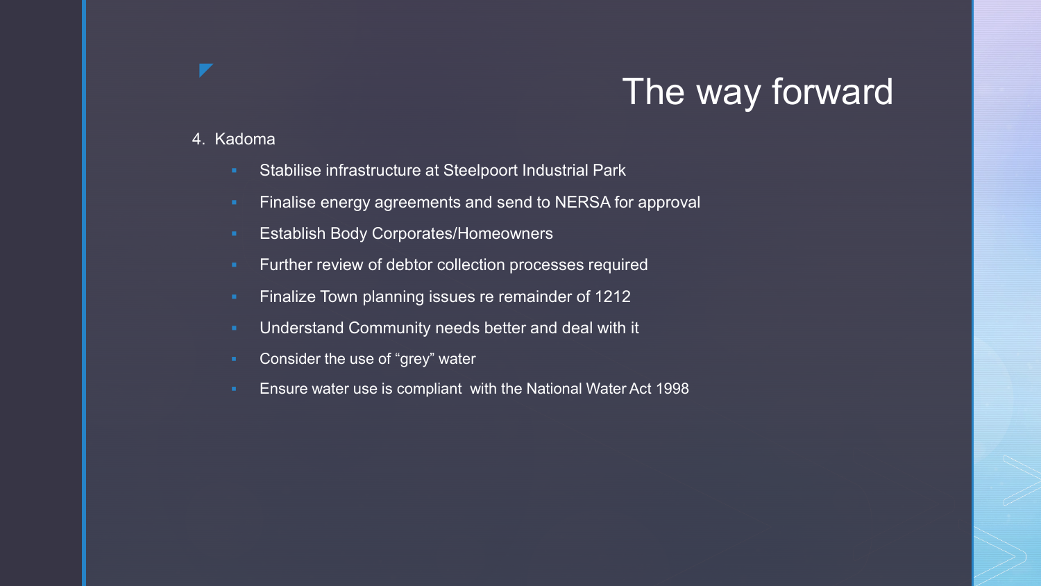# The way forward

4. Kadoma

- Stabilise infrastructure at Steelpoort Industrial Park
- Finalise energy agreements and send to NERSA for approval
- Establish Body Corporates/Homeowners
- Further review of debtor collection processes required
- Finalize Town planning issues re remainder of 1212
- Understand Community needs better and deal with it
- Consider the use of “grey” water
- Ensure water use is compliant with the National Water Act 1998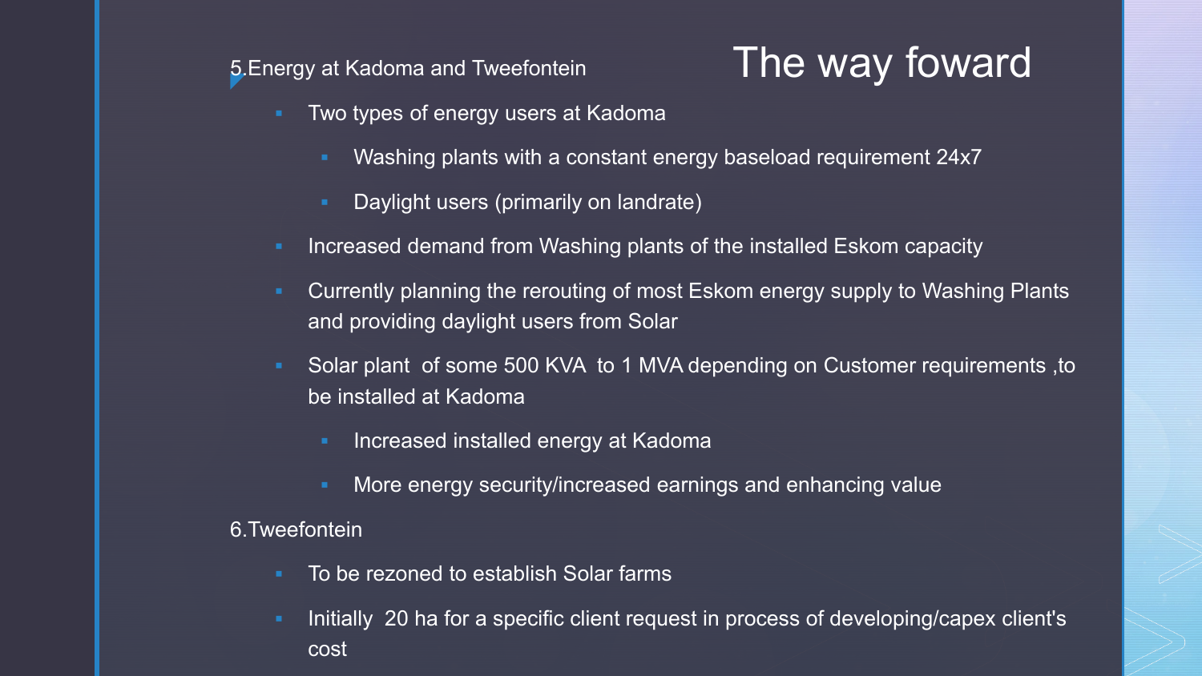# The way foward

5.Energy at Kadoma and Tweefontein

- Two types of energy users at Kadoma
  - Washing plants with a constant energy baseload requirement 24x7
  - Daylight users (primarily on landrate)
- Increased demand from Washing plants of the installed Eskom capacity
- Currently planning the rerouting of most Eskom energy supply to Washing Plants and providing daylight users from Solar
- Solar plant of some 500 KVA to 1 MVA depending on Customer requirements ,to be installed at Kadoma
  - Increased installed energy at Kadoma
  - More energy security/increased earnings and enhancing value

6.Tweefontein

- To be rezoned to establish Solar farms
- Initially 20 ha for a specific client request in process of developing/capex client's cost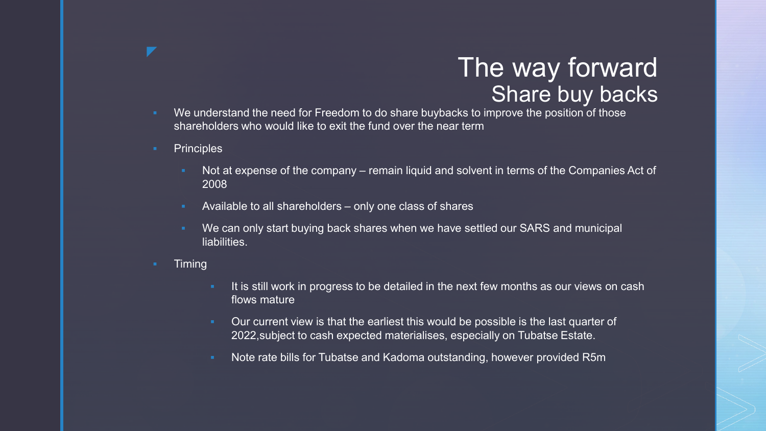# The way forward
## Share buy backs

- We understand the need for Freedom to do share buybacks to improve the position of those shareholders who would like to exit the fund over the near term
- Principles
  - Not at expense of the company – remain liquid and solvent in terms of the Companies Act of 2008
  - Available to all shareholders – only one class of shares
  - We can only start buying back shares when we have settled our SARS and municipal liabilities.
- Timing
  - It is still work in progress to be detailed in the next few months as our views on cash flows mature
  - Our current view is that the earliest this would be possible is the last quarter of 2022,subject to cash expected materialises, especially on Tubatse Estate.
  - Note rate bills for Tubatse and Kadoma outstanding, however provided R5m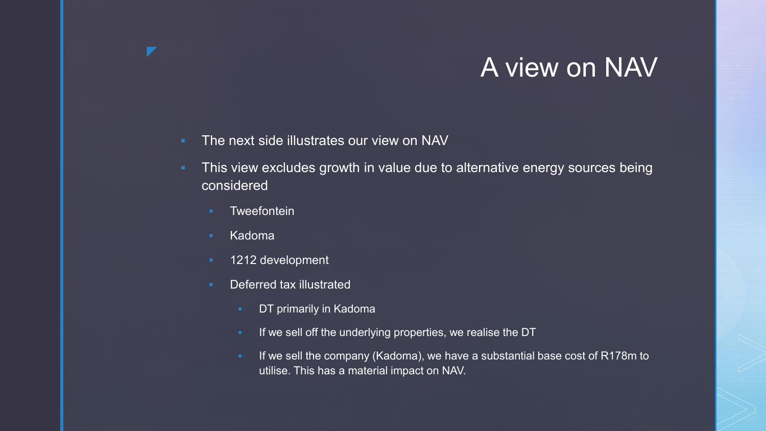# A view on NAV

- The next side illustrates our view on NAV
- This view excludes growth in value due to alternative energy sources being considered
  - Tweefontein
  - Kadoma
  - 1212 development
  - Deferred tax illustrated
    - DT primarily in Kadoma
    - If we sell off the underlying properties, we realise the DT
    - If we sell the company (Kadoma), we have a substantial base cost of R178m to utilise. This has a material impact on NAV.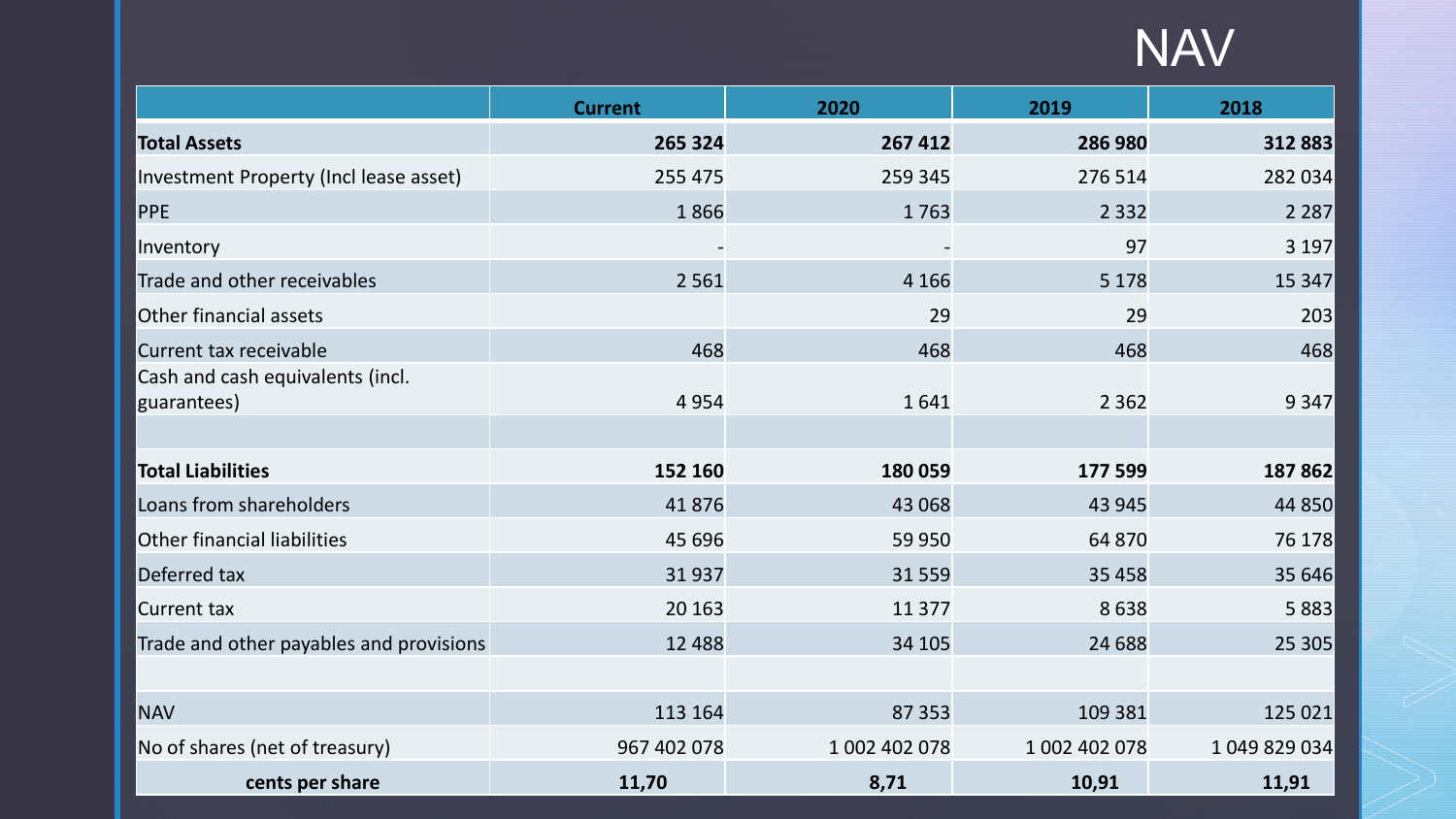# NAV

| | Current | 2020 | 2019 | 2018 |
|---|---|---|---|---|
| **Total Assets** | **265 324** | **267 412** | **286 980** | **312 883** |
| Investment Property (Incl lease asset) | 255 475 | 259 345 | 276 514 | 282 034 |
| PPE | 1 866 | 1 763 | 2 332 | 2 287 |
| Inventory | - | - | 97 | 3 197 |
| Trade and other receivables | 2 561 | 4 166 | 5 178 | 15 347 |
| Other financial assets | | 29 | 29 | 203 |
| Current tax receivable | 468 | 468 | 468 | 468 |
| Cash and cash equivalents (incl. guarantees) | 4 954 | 1 641 | 2 362 | 9 347 |
| | | | | |
| **Total Liabilities** | **152 160** | **180 059** | **177 599** | **187 862** |
| Loans from shareholders | 41 876 | 43 068 | 43 945 | 44 850 |
| Other financial liabilities | 45 696 | 59 950 | 64 870 | 76 178 |
| Deferred tax | 31 937 | 31 559 | 35 458 | 35 646 |
| Current tax | 20 163 | 11 377 | 8 638 | 5 883 |
| Trade and other payables and provisions | 12 488 | 34 105 | 24 688 | 25 305 |
| | | | | |
| NAV | 113 164 | 87 353 | 109 381 | 125 021 |
| No of shares (net of treasury) | 967 402 078 | 1 002 402 078 | 1 002 402 078 | 1 049 829 034 |
| **cents per share** | **11,70** | **8,71** | **10,91** | **11,91** |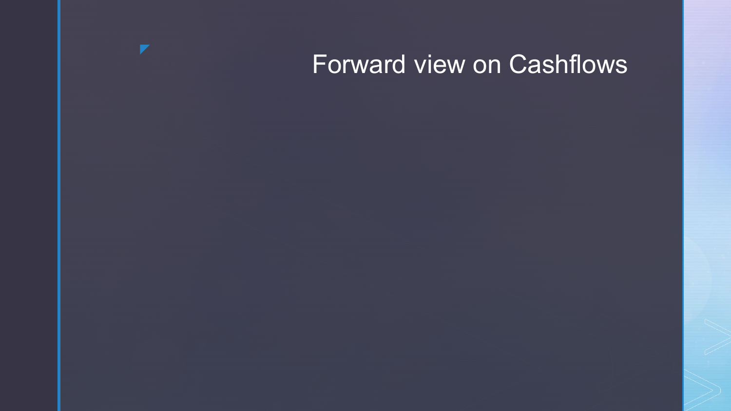# Forward view on Cashflows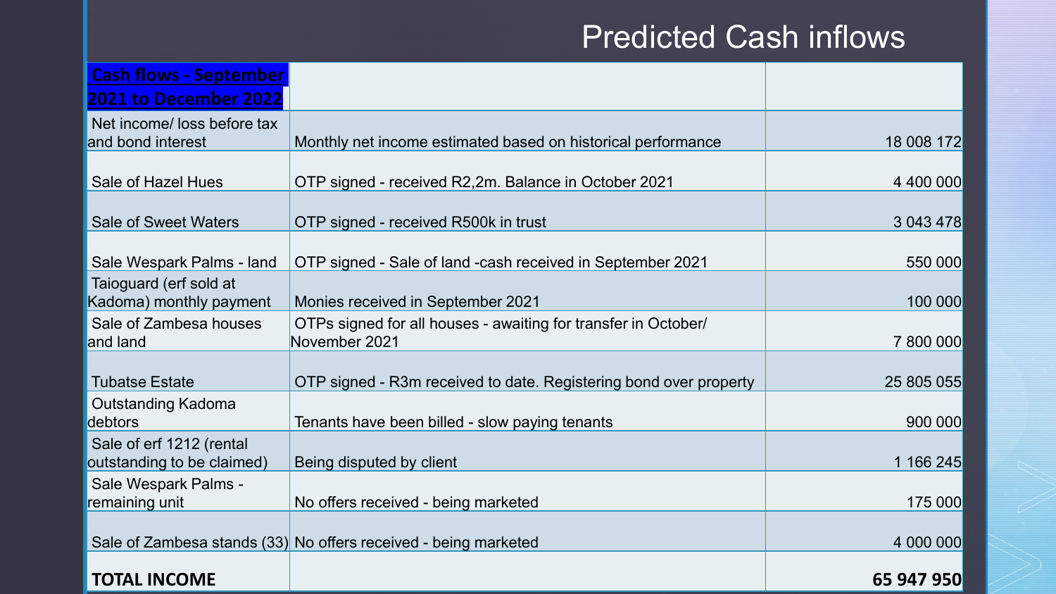# Predicted Cash inflows

| **Cash flows - September 2021 to December 2022** | | |
|---|---|---|
| Net income/ loss before tax and bond interest | Monthly net income estimated based on historical performance | 18 008 172 |
| Sale of Hazel Hues | OTP signed - received R2,2m. Balance in October 2021 | 4 400 000 |
| Sale of Sweet Waters | OTP signed - received R500k in trust | 3 043 478 |
| Sale Wespark Palms - land | OTP signed - Sale of land -cash received in September 2021 | 550 000 |
| Taioguard (erf sold at Kadoma) monthly payment | Monies received in September 2021 | 100 000 |
| Sale of Zambesa houses and land | OTPs signed for all houses - awaiting for transfer in October/ November 2021 | 7 800 000 |
| Tubatse Estate | OTP signed - R3m received to date. Registering bond over property | 25 805 055 |
| Outstanding Kadoma debtors | Tenants have been billed - slow paying tenants | 900 000 |
| Sale of erf 1212 (rental outstanding to be claimed) | Being disputed by client | 1 166 245 |
| Sale Wespark Palms - remaining unit | No offers received - being marketed | 175 000 |
| Sale of Zambesa stands (33) | No offers received - being marketed | 4 000 000 |
| **TOTAL INCOME** | | **65 947 950** |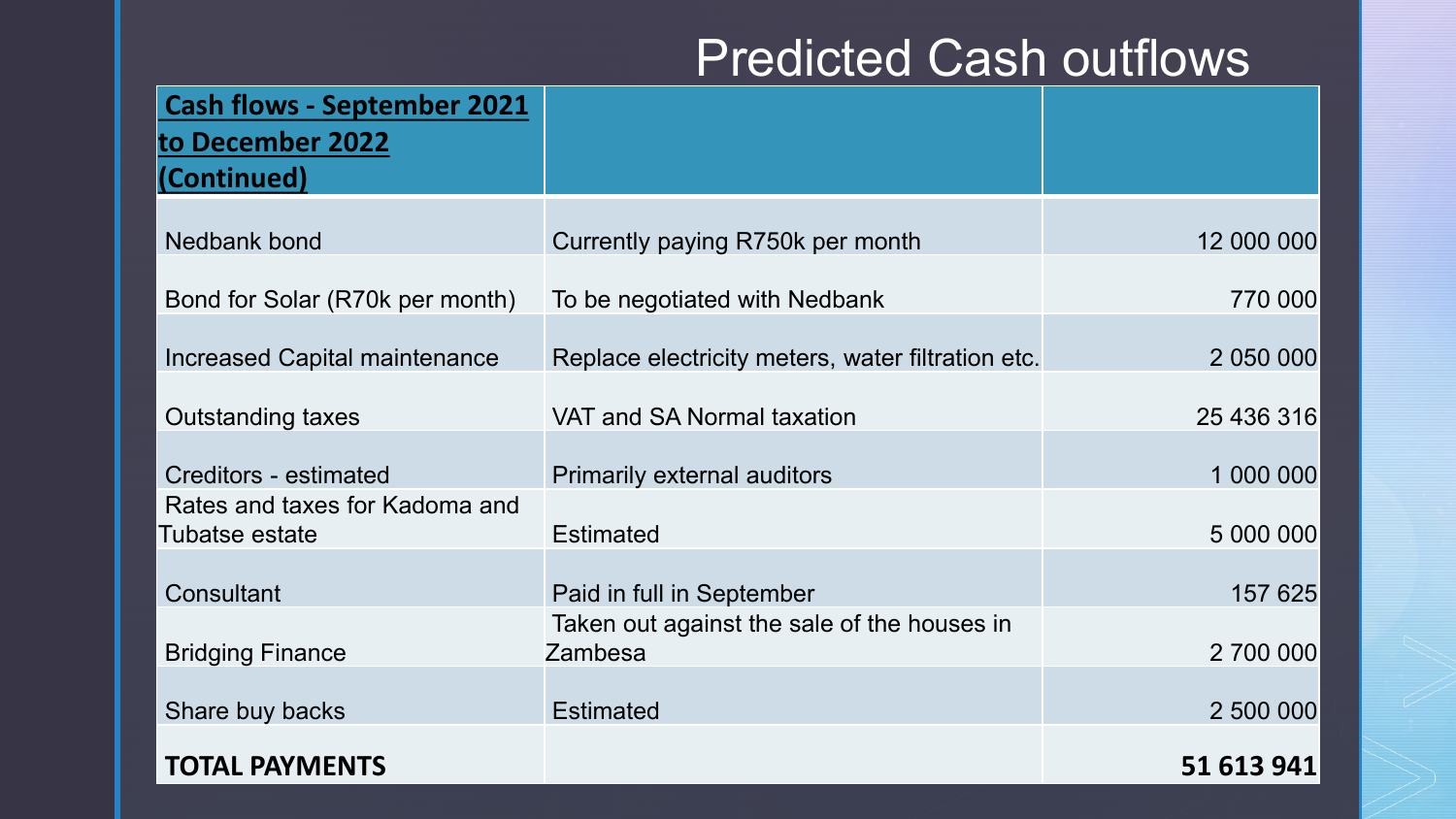# Predicted Cash outflows

| **Cash flows - September 2021 to December 2022 (Continued)** | | |
|---|---|---|
| Nedbank bond | Currently paying R750k per month | 12 000 000 |
| Bond for Solar (R70k per month) | To be negotiated with Nedbank | 770 000 |
| Increased Capital maintenance | Replace electricity meters, water filtration etc. | 2 050 000 |
| Outstanding taxes | VAT and SA Normal taxation | 25 436 316 |
| Creditors - estimated | Primarily external auditors | 1 000 000 |
| Rates and taxes for Kadoma and Tubatse estate | Estimated | 5 000 000 |
| Consultant | Paid in full in September | 157 625 |
| Bridging Finance | Taken out against the sale of the houses in Zambesa | 2 700 000 |
| Share buy backs | Estimated | 2 500 000 |
| **TOTAL PAYMENTS** | | **51 613 941** |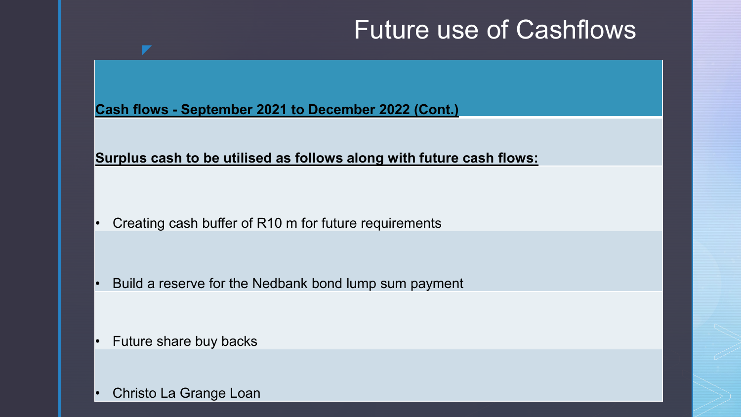# Future use of Cashflows

**Cash flows - September 2021 to December 2022 (Cont.)**

**Surplus cash to be utilised as follows along with future cash flows:**

- Creating cash buffer of R10 m for future requirements
- Build a reserve for the Nedbank bond lump sum payment
- Future share buy backs
- Christo La Grange Loan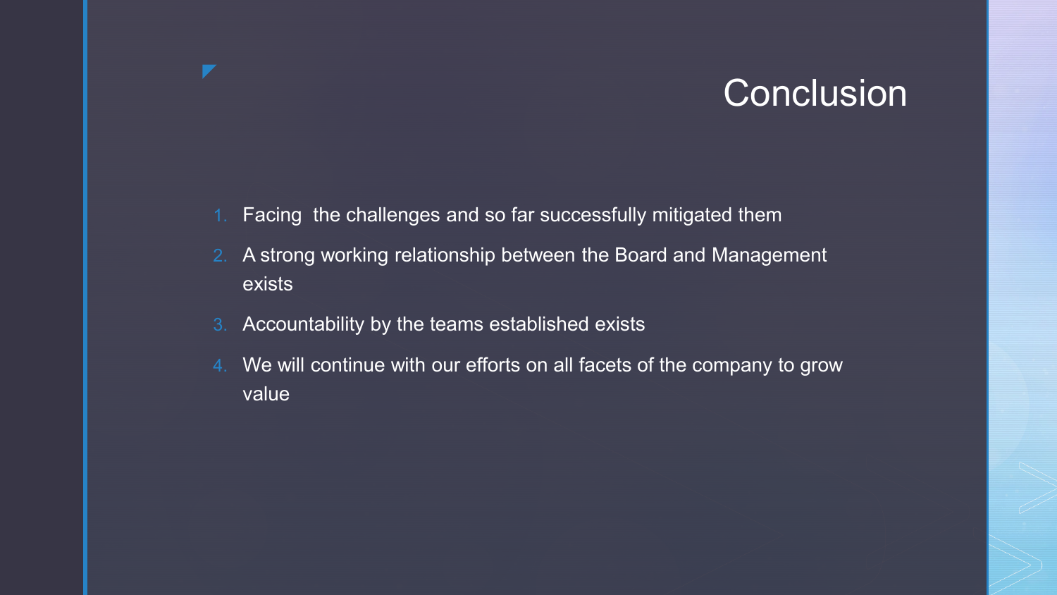# Conclusion

1. Facing  the challenges and so far successfully mitigated them
2. A strong working relationship between the Board and Management exists
3. Accountability by the teams established exists
4. We will continue with our efforts on all facets of the company to grow value